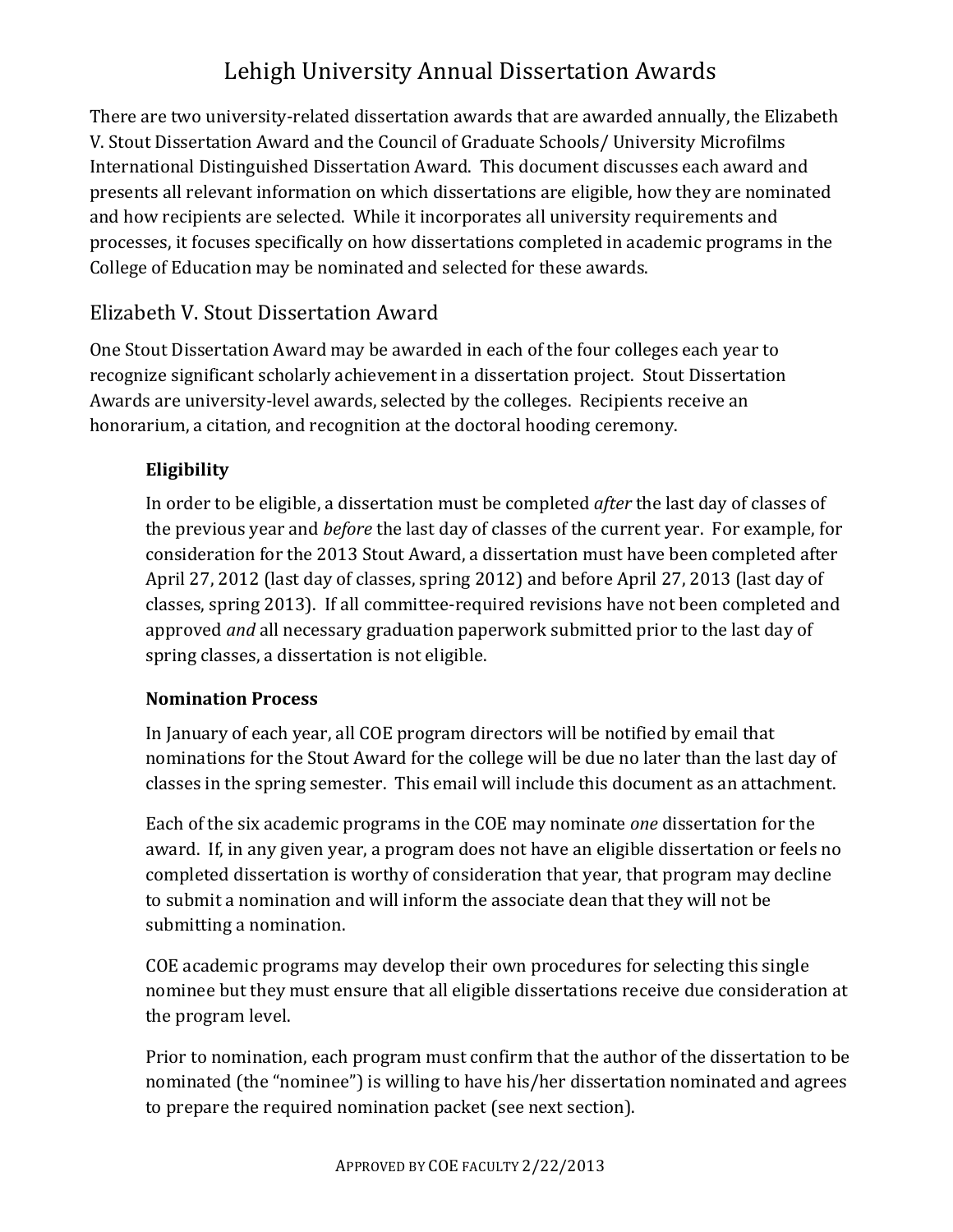# Lehigh University Annual Dissertation Awards

There are two university-related dissertation awards that are awarded annually, the Elizabeth V. Stout Dissertation Award and the Council of Graduate Schools/ University Microfilms International Distinguished Dissertation Award. This document discusses each award and presents all relevant information on which dissertations are eligible, how they are nominated and how recipients are selected. While it incorporates all university requirements and processes, it focuses specifically on how dissertations completed in academic programs in the College of Education may be nominated and selected for these awards.

## Elizabeth V. Stout Dissertation Award

One Stout Dissertation Award may be awarded in each of the four colleges each year to recognize significant scholarly achievement in a dissertation project. Stout Dissertation Awards are university-level awards, selected by the colleges. Recipients receive an honorarium, a citation, and recognition at the doctoral hooding ceremony.

### Eligibility

In order to be eligible, a dissertation must be completed *after* the last day of classes of the previous year and *before* the last day of classes of the current year. For example, for consideration for the 2013 Stout Award, a dissertation must have been completed after April 27, 2012 (last day of classes, spring 2012) and before April 27, 2013 (last day of classes, spring 2013). If all committee-required revisions have not been completed and approved *and* all necessary graduation paperwork submitted prior to the last day of spring classes, a dissertation is not eligible.

### Nomination Process

In January of each year, all COE program directors will be notified by email that nominations for the Stout Award for the college will be due no later than the last day of classes in the spring semester. This email will include this document as an attachment.

Each of the six academic programs in the COE may nominate *one* dissertation for the award. If, in any given year, a program does not have an eligible dissertation or feels no completed dissertation is worthy of consideration that year, that program may decline to submit a nomination and will inform the associate dean that they will not be submitting a nomination.

COE academic programs may develop their own procedures for selecting this single nominee but they must ensure that all eligible dissertations receive due consideration at the program level.

Prior to nomination, each program must confirm that the author of the dissertation to be nominated (the "nominee") is willing to have his/her dissertation nominated and agrees to prepare the required nomination packet (see next section).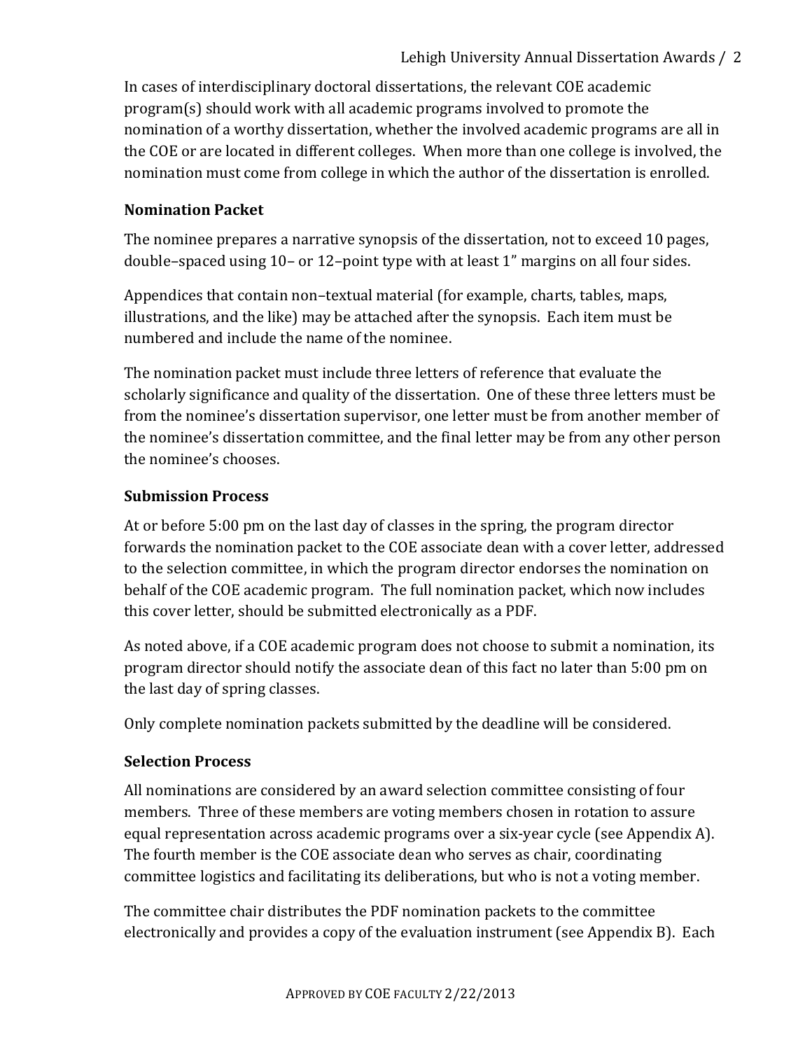In cases of interdisciplinary doctoral dissertations, the relevant COE academic program(s) should work with all academic programs involved to promote the nomination of a worthy dissertation, whether the involved academic programs are all in the COE or are located in different colleges. When more than one college is involved, the nomination must come from college in which the author of the dissertation is enrolled.

**Nomination Packet**

The nominee prepares a narrative synopsis of the dissertation, not to exceed 10 pages, double–spaced using 10– or 12–point type with at least 1" margins on all four sides.

Appendices that contain non–textual material (for example, charts, tables, maps, illustrations, and the like) may be attached after the synopsis. Each item must be numbered and include the name of the nominee.

The nomination packet must include three letters of reference that evaluate the scholarly significance and quality of the dissertation. One of these three letters must be from the nominee's dissertation supervisor, one letter must be from another member of the nominee's dissertation committee, and the final letter may be from any other person the nominee's chooses.

**Submission Process**

At or before 5:00 pm on the last day of classes in the spring, the program director forwards the nomination packet to the COE associate dean with a cover letter, addressed to the selection committee, in which the program director endorses the nomination on behalf of the COE academic program. The full nomination packet, which now includes this cover letter, should be submitted electronically as a PDF.

As noted above, if a COE academic program does not choose to submit a nomination, its program director should notify the associate dean of this fact no later than 5:00 pm on the last day of spring classes.

Only complete nomination packets submitted by the deadline will be considered.

**Selection Process**

All nominations are considered by an award selection committee consisting of four members. Three of these members are voting members chosen in rotation to assure equal representation across academic programs over a six-year cycle (see Appendix A). The fourth member is the COE associate dean who serves as chair, coordinating committee logistics and facilitating its deliberations, but who is not a voting member.

The committee chair distributes the PDF nomination packets to the committee electronically and provides a copy of the evaluation instrument (see Appendix B). Each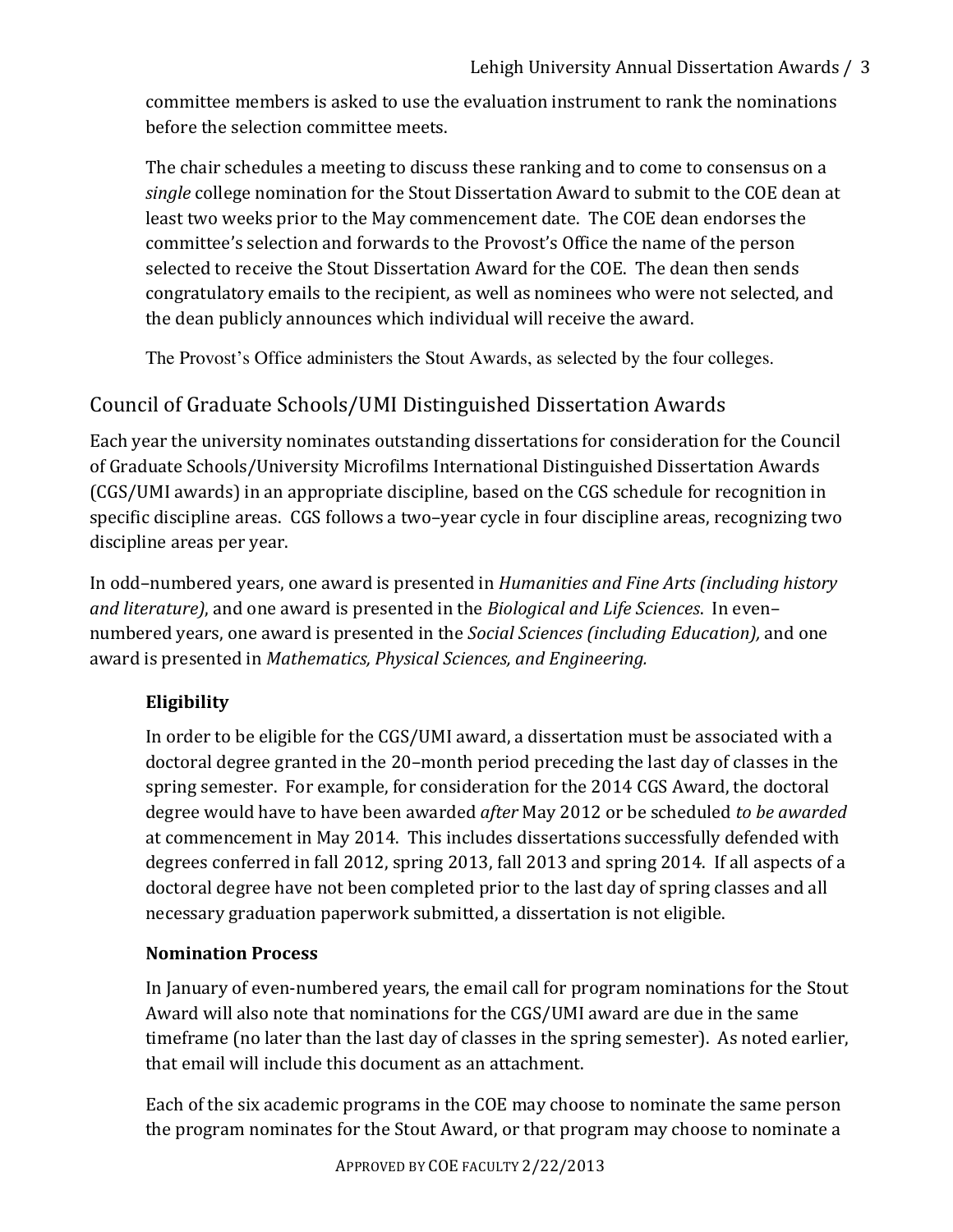committee members is asked to use the evaluation instrument to rank the nominations before the selection committee meets.

The chair schedules a meeting to discuss these ranking and to come to consensus on a *single* college nomination for the Stout Dissertation Award to submit to the COE dean at least two weeks prior to the May commencement date. The COE dean endorses the committee's selection and forwards to the Provost's Office the name of the person selected to receive the Stout Dissertation Award for the COE. The dean then sends congratulatory emails to the recipient, as well as nominees who were not selected, and the dean publicly announces which individual will receive the award.

The Provost's Office administers the Stout Awards, as selected by the four colleges.

## Council of Graduate Schools/UMI Distinguished Dissertation Awards

Each year the university nominates outstanding dissertations for consideration for the Council of Graduate Schools/University Microfilms International Distinguished Dissertation Awards (CGS/UMI awards) in an appropriate discipline, based on the CGS schedule for recognition in specific discipline areas. CGS follows a two–year cycle in four discipline areas, recognizing two discipline areas per year.

In odd–numbered years, one award is presented in *Humanities and Fine Arts (including history and literature)*, and one award is presented in the *Biological and Life Sciences*. In even–numbered years, one award is presented in the *Social Sciences (including Education),* and one award is presented in *Mathematics, Physical Sciences, and Engineering.*

### Eligibility

In order to be eligible for the CGS/UMI award, a dissertation must be associated with a doctoral degree granted in the 20–month period preceding the last day of classes in the spring semester. For example, for consideration for the 2014 CGS Award, the doctoral degree would have to have been awarded *after* May 2012 or be scheduled *to be awarded* at commencement in May 2014. This includes dissertations successfully defended with degrees conferred in fall 2012, spring 2013, fall 2013 and spring 2014. If all aspects of a doctoral degree have not been completed prior to the last day of spring classes and all necessary graduation paperwork submitted, a dissertation is not eligible.

### Nomination Process

In January of even-numbered years, the email call for program nominations for the Stout Award will also note that nominations for the CGS/UMI award are due in the same timeframe (no later than the last day of classes in the spring semester). As noted earlier, that email will include this document as an attachment.

Each of the six academic programs in the COE may choose to nominate the same person the program nominates for the Stout Award, or that program may choose to nominate a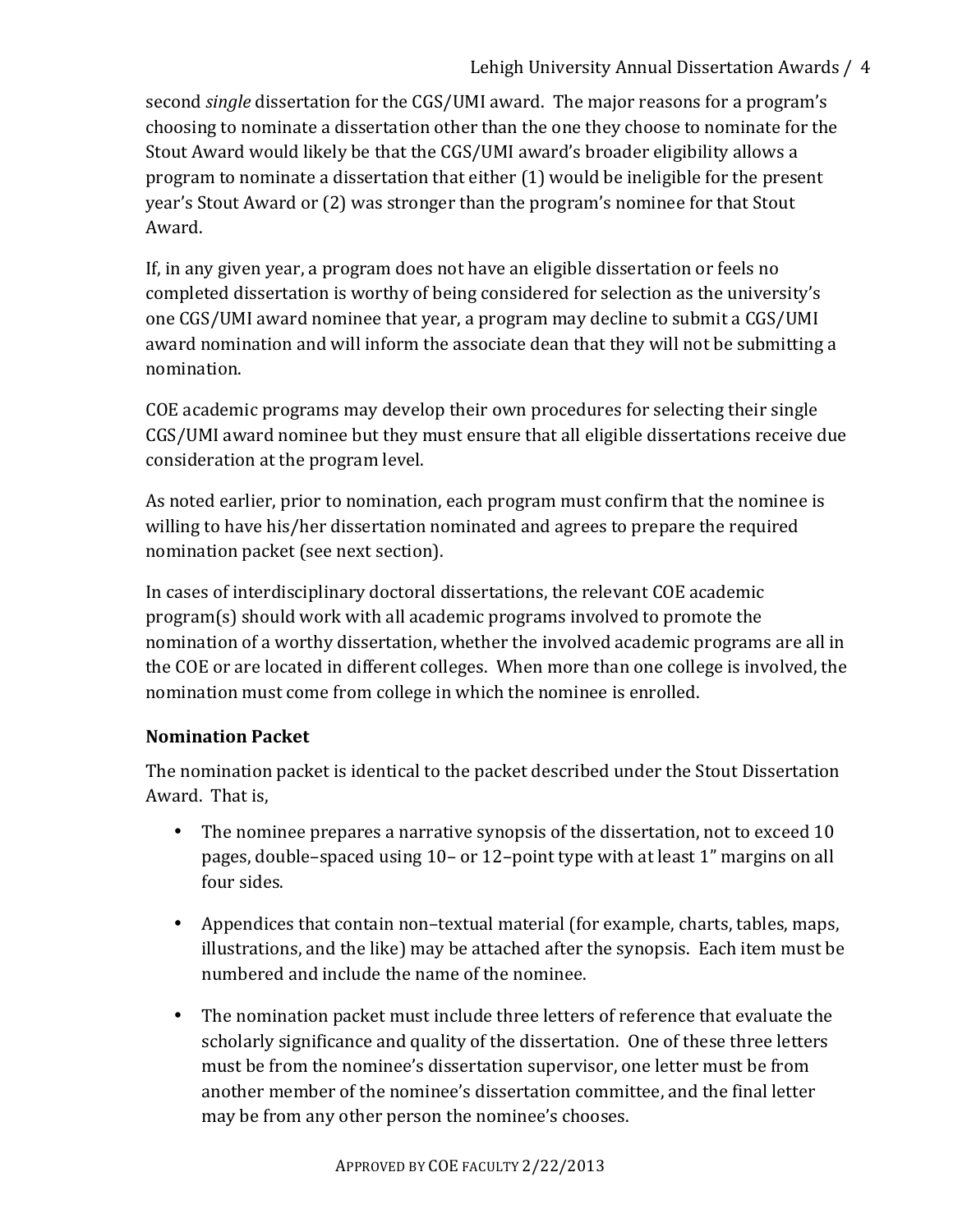second *single* dissertation for the CGS/UMI award. The major reasons for a program's choosing to nominate a dissertation other than the one they choose to nominate for the Stout Award would likely be that the CGS/UMI award's broader eligibility allows a program to nominate a dissertation that either (1) would be ineligible for the present year's Stout Award or (2) was stronger than the program's nominee for that Stout Award.

If, in any given year, a program does not have an eligible dissertation or feels no completed dissertation is worthy of being considered for selection as the university's one CGS/UMI award nominee that year, a program may decline to submit a CGS/UMI award nomination and will inform the associate dean that they will not be submitting a nomination.

COE academic programs may develop their own procedures for selecting their single CGS/UMI award nominee but they must ensure that all eligible dissertations receive due consideration at the program level.

As noted earlier, prior to nomination, each program must confirm that the nominee is willing to have his/her dissertation nominated and agrees to prepare the required nomination packet (see next section).

In cases of interdisciplinary doctoral dissertations, the relevant COE academic program(s) should work with all academic programs involved to promote the nomination of a worthy dissertation, whether the involved academic programs are all in the COE or are located in different colleges. When more than one college is involved, the nomination must come from college in which the nominee is enrolled.

**Nomination Packet**

The nomination packet is identical to the packet described under the Stout Dissertation Award. That is,

- The nominee prepares a narrative synopsis of the dissertation, not to exceed 10 pages, double–spaced using 10– or 12–point type with at least 1" margins on all four sides.
- Appendices that contain non–textual material (for example, charts, tables, maps, illustrations, and the like) may be attached after the synopsis. Each item must be numbered and include the name of the nominee.
- The nomination packet must include three letters of reference that evaluate the scholarly significance and quality of the dissertation. One of these three letters must be from the nominee's dissertation supervisor, one letter must be from another member of the nominee's dissertation committee, and the final letter may be from any other person the nominee's chooses.

APPROVED BY COE FACULTY 2/22/2013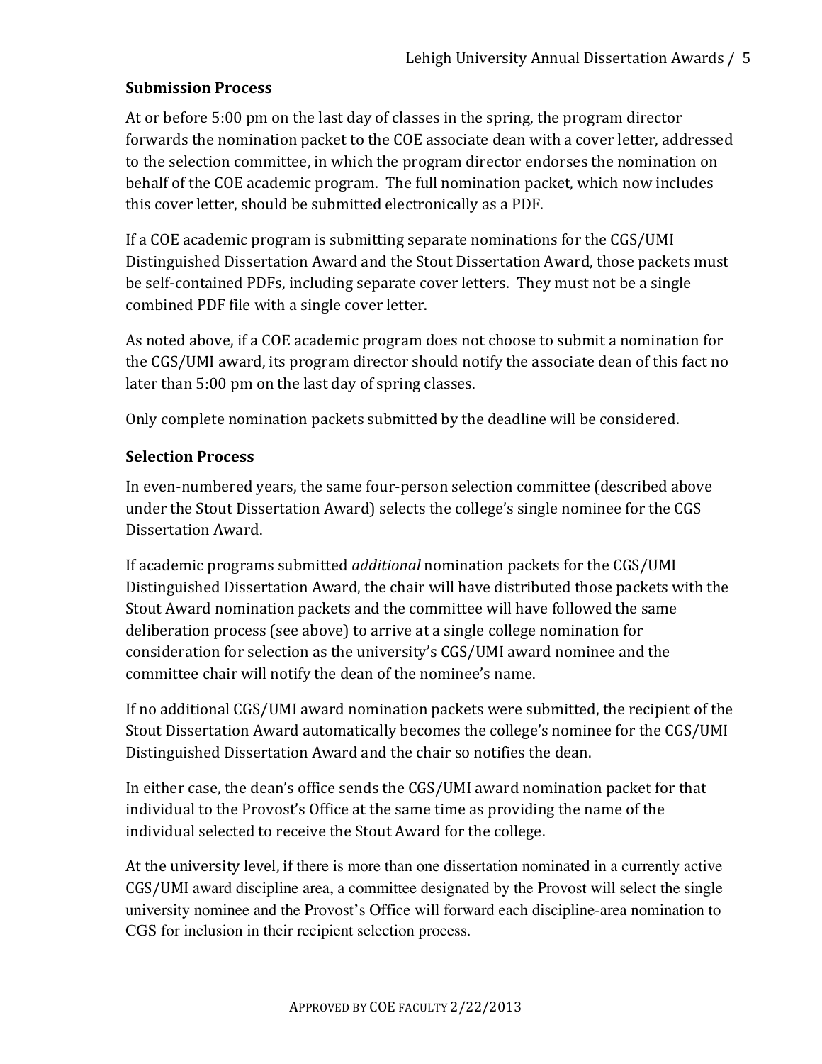### Submission Process

At or before 5:00 pm on the last day of classes in the spring, the program director forwards the nomination packet to the COE associate dean with a cover letter, addressed to the selection committee, in which the program director endorses the nomination on behalf of the COE academic program. The full nomination packet, which now includes this cover letter, should be submitted electronically as a PDF.

If a COE academic program is submitting separate nominations for the CGS/UMI Distinguished Dissertation Award and the Stout Dissertation Award, those packets must be self-contained PDFs, including separate cover letters. They must not be a single combined PDF file with a single cover letter.

As noted above, if a COE academic program does not choose to submit a nomination for the CGS/UMI award, its program director should notify the associate dean of this fact no later than 5:00 pm on the last day of spring classes.

Only complete nomination packets submitted by the deadline will be considered.

### Selection Process

In even-numbered years, the same four-person selection committee (described above under the Stout Dissertation Award) selects the college's single nominee for the CGS Dissertation Award.

If academic programs submitted *additional* nomination packets for the CGS/UMI Distinguished Dissertation Award, the chair will have distributed those packets with the Stout Award nomination packets and the committee will have followed the same deliberation process (see above) to arrive at a single college nomination for consideration for selection as the university's CGS/UMI award nominee and the committee chair will notify the dean of the nominee's name.

If no additional CGS/UMI award nomination packets were submitted, the recipient of the Stout Dissertation Award automatically becomes the college's nominee for the CGS/UMI Distinguished Dissertation Award and the chair so notifies the dean.

In either case, the dean's office sends the CGS/UMI award nomination packet for that individual to the Provost's Office at the same time as providing the name of the individual selected to receive the Stout Award for the college.

At the university level, if there is more than one dissertation nominated in a currently active CGS/UMI award discipline area, a committee designated by the Provost will select the single university nominee and the Provost's Office will forward each discipline-area nomination to CGS for inclusion in their recipient selection process.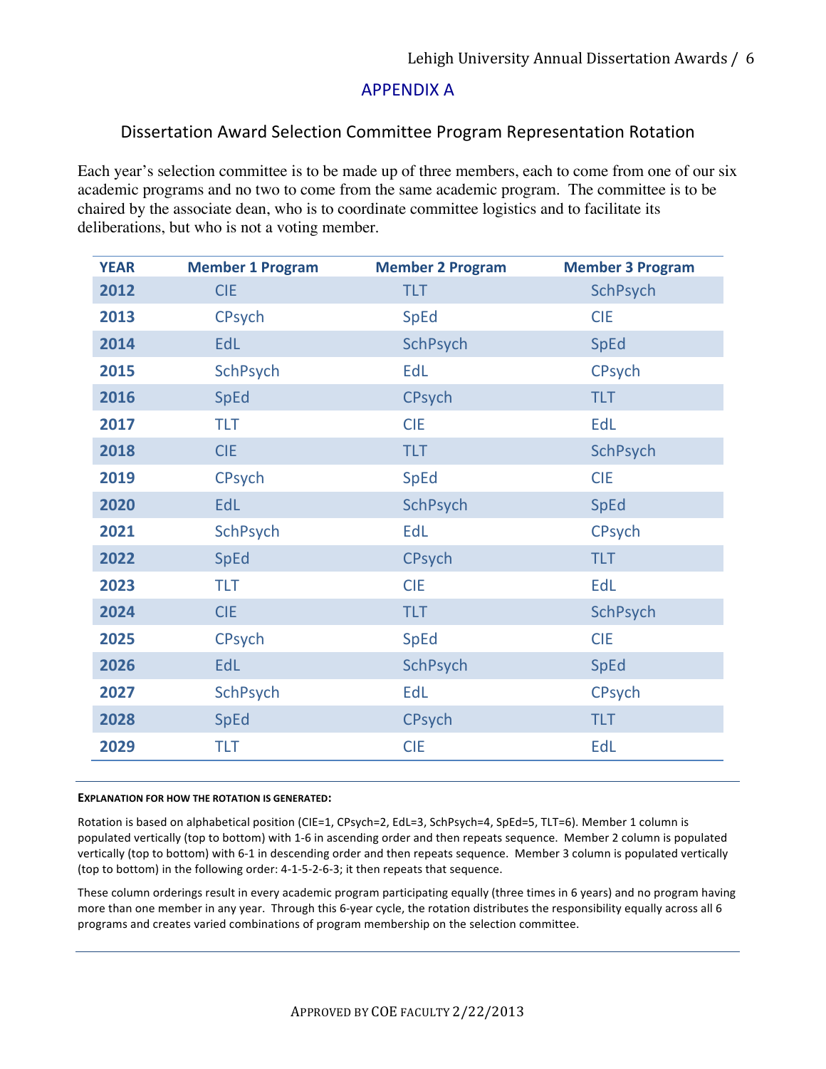# APPENDIX A

## Dissertation Award Selection Committee Program Representation Rotation

Each year's selection committee is to be made up of three members, each to come from one of our six academic programs and no two to come from the same academic program. The committee is to be chaired by the associate dean, who is to coordinate committee logistics and to facilitate its deliberations, but who is not a voting member.

| YEAR | Member 1 Program | Member 2 Program | Member 3 Program |
|---|---|---|---|
| 2012 | CIE | TLT | SchPsych |
| 2013 | CPsych | SpEd | CIE |
| 2014 | EdL | SchPsych | SpEd |
| 2015 | SchPsych | EdL | CPsych |
| 2016 | SpEd | CPsych | TLT |
| 2017 | TLT | CIE | EdL |
| 2018 | CIE | TLT | SchPsych |
| 2019 | CPsych | SpEd | CIE |
| 2020 | EdL | SchPsych | SpEd |
| 2021 | SchPsych | EdL | CPsych |
| 2022 | SpEd | CPsych | TLT |
| 2023 | TLT | CIE | EdL |
| 2024 | CIE | TLT | SchPsych |
| 2025 | CPsych | SpEd | CIE |
| 2026 | EdL | SchPsych | SpEd |
| 2027 | SchPsych | EdL | CPsych |
| 2028 | SpEd | CPsych | TLT |
| 2029 | TLT | CIE | EdL |

**EXPLANATION FOR HOW THE ROTATION IS GENERATED:**

Rotation is based on alphabetical position (CIE=1, CPsych=2, EdL=3, SchPsych=4, SpEd=5, TLT=6). Member 1 column is populated vertically (top to bottom) with 1-6 in ascending order and then repeats sequence. Member 2 column is populated vertically (top to bottom) with 6-1 in descending order and then repeats sequence. Member 3 column is populated vertically (top to bottom) in the following order: 4-1-5-2-6-3; it then repeats that sequence.

These column orderings result in every academic program participating equally (three times in 6 years) and no program having more than one member in any year. Through this 6-year cycle, the rotation distributes the responsibility equally across all 6 programs and creates varied combinations of program membership on the selection committee.

APPROVED BY COE FACULTY 2/22/2013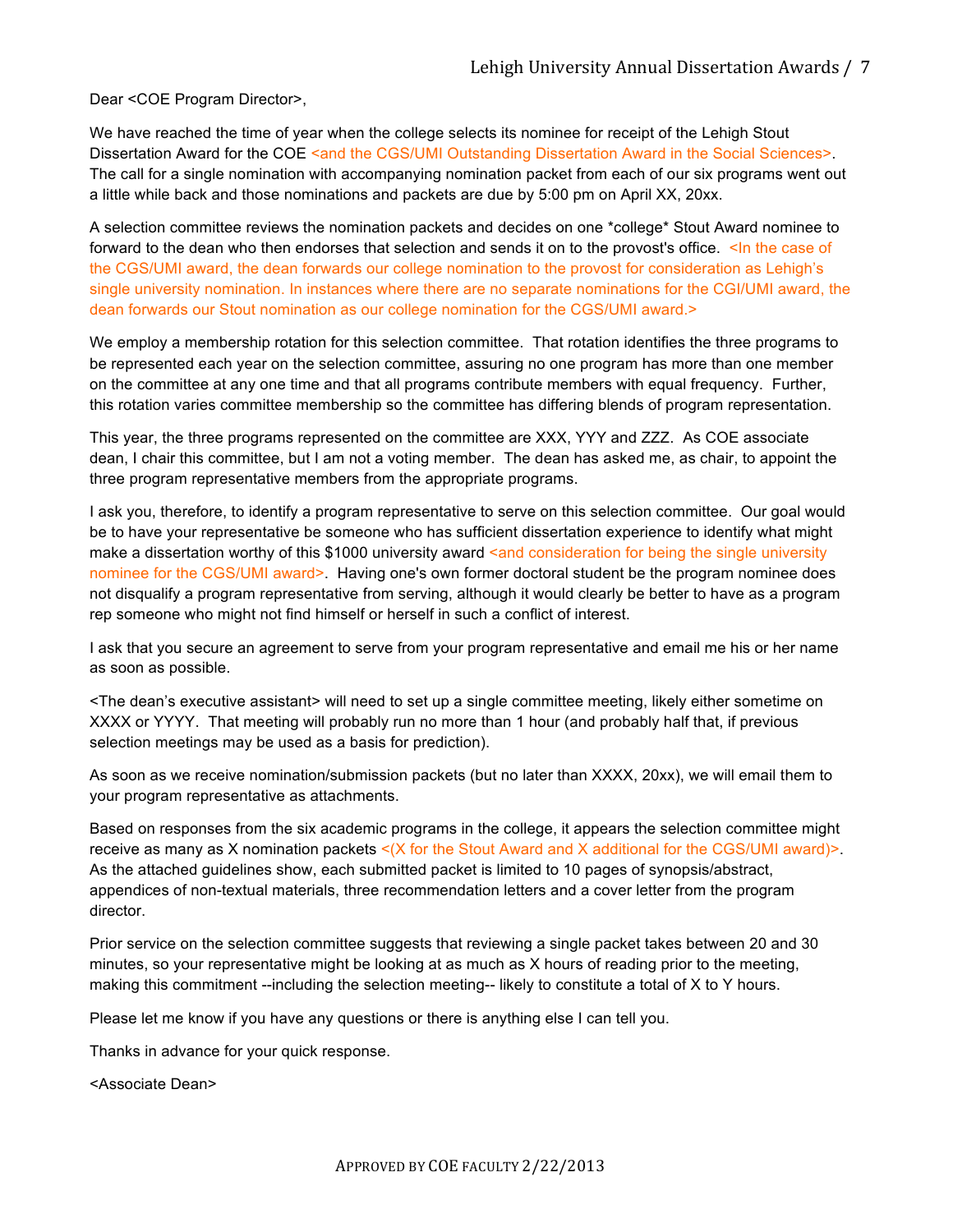Dear <COE Program Director>,

We have reached the time of year when the college selects its nominee for receipt of the Lehigh Stout Dissertation Award for the COE <and the CGS/UMI Outstanding Dissertation Award in the Social Sciences>. The call for a single nomination with accompanying nomination packet from each of our six programs went out a little while back and those nominations and packets are due by 5:00 pm on April XX, 20xx.

A selection committee reviews the nomination packets and decides on one *college* Stout Award nominee to forward to the dean who then endorses that selection and sends it on to the provost's office. <In the case of the CGS/UMI award, the dean forwards our college nomination to the provost for consideration as Lehigh's single university nomination. In instances where there are no separate nominations for the CGI/UMI award, the dean forwards our Stout nomination as our college nomination for the CGS/UMI award.>

We employ a membership rotation for this selection committee. That rotation identifies the three programs to be represented each year on the selection committee, assuring no one program has more than one member on the committee at any one time and that all programs contribute members with equal frequency. Further, this rotation varies committee membership so the committee has differing blends of program representation.

This year, the three programs represented on the committee are XXX, YYY and ZZZ. As COE associate dean, I chair this committee, but I am not a voting member. The dean has asked me, as chair, to appoint the three program representative members from the appropriate programs.

I ask you, therefore, to identify a program representative to serve on this selection committee. Our goal would be to have your representative be someone who has sufficient dissertation experience to identify what might make a dissertation worthy of this $1000 university award <and consideration for being the single university nominee for the CGS/UMI award>. Having one's own former doctoral student be the program nominee does not disqualify a program representative from serving, although it would clearly be better to have as a program rep someone who might not find himself or herself in such a conflict of interest.

I ask that you secure an agreement to serve from your program representative and email me his or her name as soon as possible.

<The dean's executive assistant> will need to set up a single committee meeting, likely either sometime on XXXX or YYYY. That meeting will probably run no more than 1 hour (and probably half that, if previous selection meetings may be used as a basis for prediction).

As soon as we receive nomination/submission packets (but no later than XXXX, 20xx), we will email them to your program representative as attachments.

Based on responses from the six academic programs in the college, it appears the selection committee might receive as many as X nomination packets <(X for the Stout Award and X additional for the CGS/UMI award)>. As the attached guidelines show, each submitted packet is limited to 10 pages of synopsis/abstract, appendices of non-textual materials, three recommendation letters and a cover letter from the program director.

Prior service on the selection committee suggests that reviewing a single packet takes between 20 and 30 minutes, so your representative might be looking at as much as X hours of reading prior to the meeting, making this commitment --including the selection meeting-- likely to constitute a total of X to Y hours.

Please let me know if you have any questions or there is anything else I can tell you.

Thanks in advance for your quick response.

<Associate Dean>

APPROVED BY COE FACULTY 2/22/2013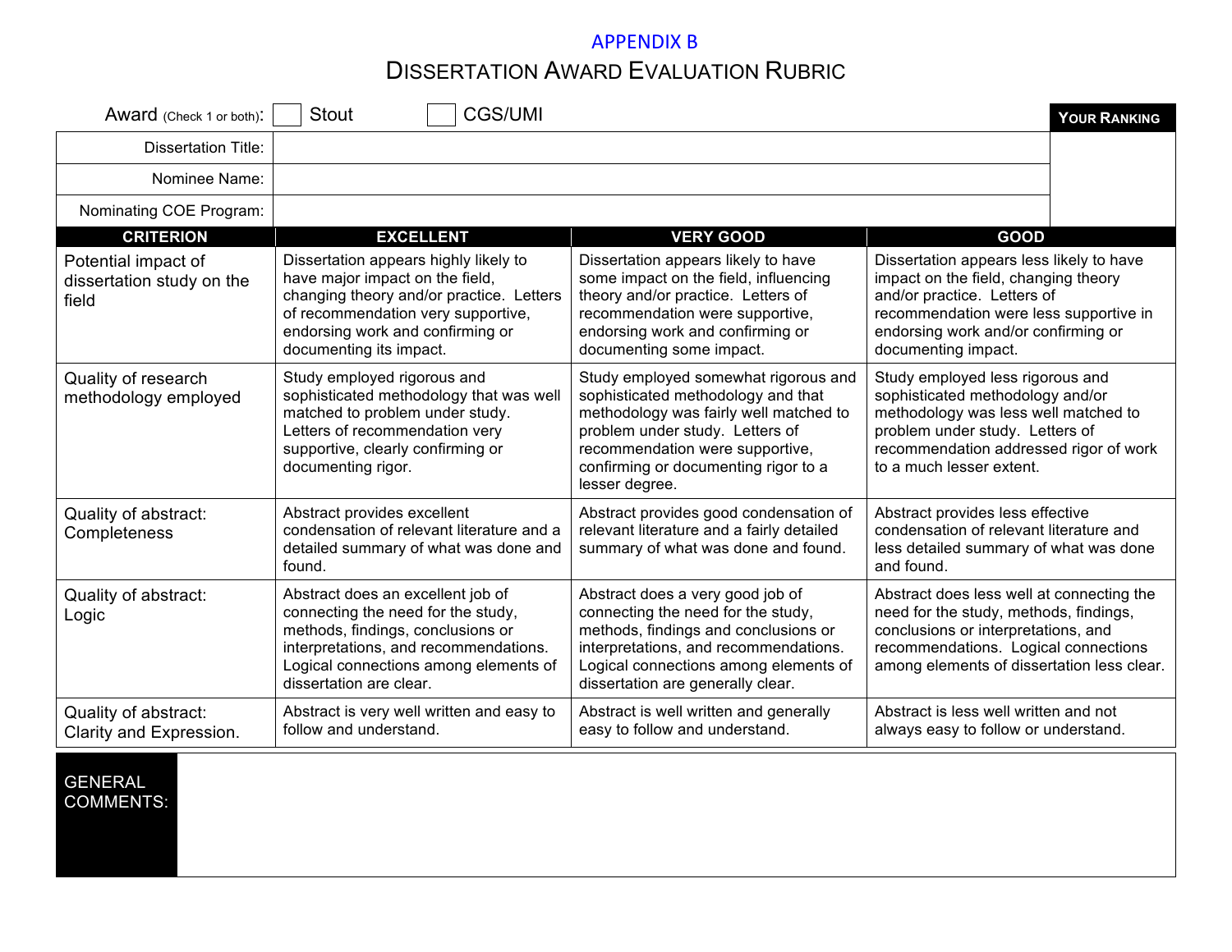# APPENDIX B

# DISSERTATION AWARD EVALUATION RUBRIC

Award (Check 1 or both): ☐ Stout ☐ CGS/UMI

| | | YOUR RANKING |
|---|---|---|
| Dissertation Title: | | |
| Nominee Name: | | |
| Nominating COE Program: | | |

| CRITERION | EXCELLENT | VERY GOOD | GOOD |
|---|---|---|---|
| Potential impact of dissertation study on the field | Dissertation appears highly likely to have major impact on the field, changing theory and/or practice. Letters of recommendation very supportive, endorsing work and confirming or documenting its impact. | Dissertation appears likely to have some impact on the field, influencing theory and/or practice. Letters of recommendation were supportive, endorsing work and confirming or documenting some impact. | Dissertation appears less likely to have impact on the field, changing theory and/or practice. Letters of recommendation were less supportive in endorsing work and/or confirming or documenting impact. |
| Quality of research methodology employed | Study employed rigorous and sophisticated methodology that was well matched to problem under study. Letters of recommendation very supportive, clearly confirming or documenting rigor. | Study employed somewhat rigorous and sophisticated methodology and that methodology was fairly well matched to problem under study. Letters of recommendation were supportive, confirming or documenting rigor to a lesser degree. | Study employed less rigorous and sophisticated methodology and/or methodology was less well matched to problem under study. Letters of recommendation addressed rigor of work to a much lesser extent. |
| Quality of abstract: Completeness | Abstract provides excellent condensation of relevant literature and a detailed summary of what was done and found. | Abstract provides good condensation of relevant literature and a fairly detailed summary of what was done and found. | Abstract provides less effective condensation of relevant literature and less detailed summary of what was done and found. |
| Quality of abstract: Logic | Abstract does an excellent job of connecting the need for the study, methods, findings, conclusions or interpretations, and recommendations. Logical connections among elements of dissertation are clear. | Abstract does a very good job of connecting the need for the study, methods, findings and conclusions or interpretations, and recommendations. Logical connections among elements of dissertation are generally clear. | Abstract does less well at connecting the need for the study, methods, findings, conclusions or interpretations, and recommendations. Logical connections among elements of dissertation less clear. |
| Quality of abstract: Clarity and Expression. | Abstract is very well written and easy to follow and understand. | Abstract is well written and generally easy to follow and understand. | Abstract is less well written and not always easy to follow or understand. |

GENERAL COMMENTS: